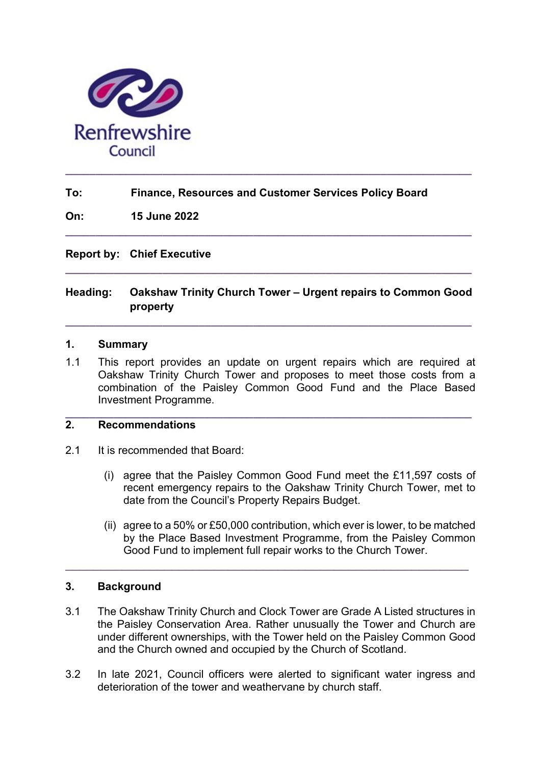Renfrewshire Council

---

**To:** **Finance, Resources and Customer Services Policy Board**

**On:** **15 June 2022**

---

**Report by:** **Chief Executive**

---

**Heading:** **Oakshaw Trinity Church Tower – Urgent repairs to Common Good property**

---

## 1. Summary

1.1 This report provides an update on urgent repairs which are required at Oakshaw Trinity Church Tower and proposes to meet those costs from a combination of the Paisley Common Good Fund and the Place Based Investment Programme.

---

## 2. Recommendations

2.1 It is recommended that Board:

(i) agree that the Paisley Common Good Fund meet the £11,597 costs of recent emergency repairs to the Oakshaw Trinity Church Tower, met to date from the Council's Property Repairs Budget.

(ii) agree to a 50% or £50,000 contribution, which ever is lower, to be matched by the Place Based Investment Programme, from the Paisley Common Good Fund to implement full repair works to the Church Tower.

---

## 3. Background

3.1 The Oakshaw Trinity Church and Clock Tower are Grade A Listed structures in the Paisley Conservation Area. Rather unusually the Tower and Church are under different ownerships, with the Tower held on the Paisley Common Good and the Church owned and occupied by the Church of Scotland.

3.2 In late 2021, Council officers were alerted to significant water ingress and deterioration of the tower and weathervane by church staff.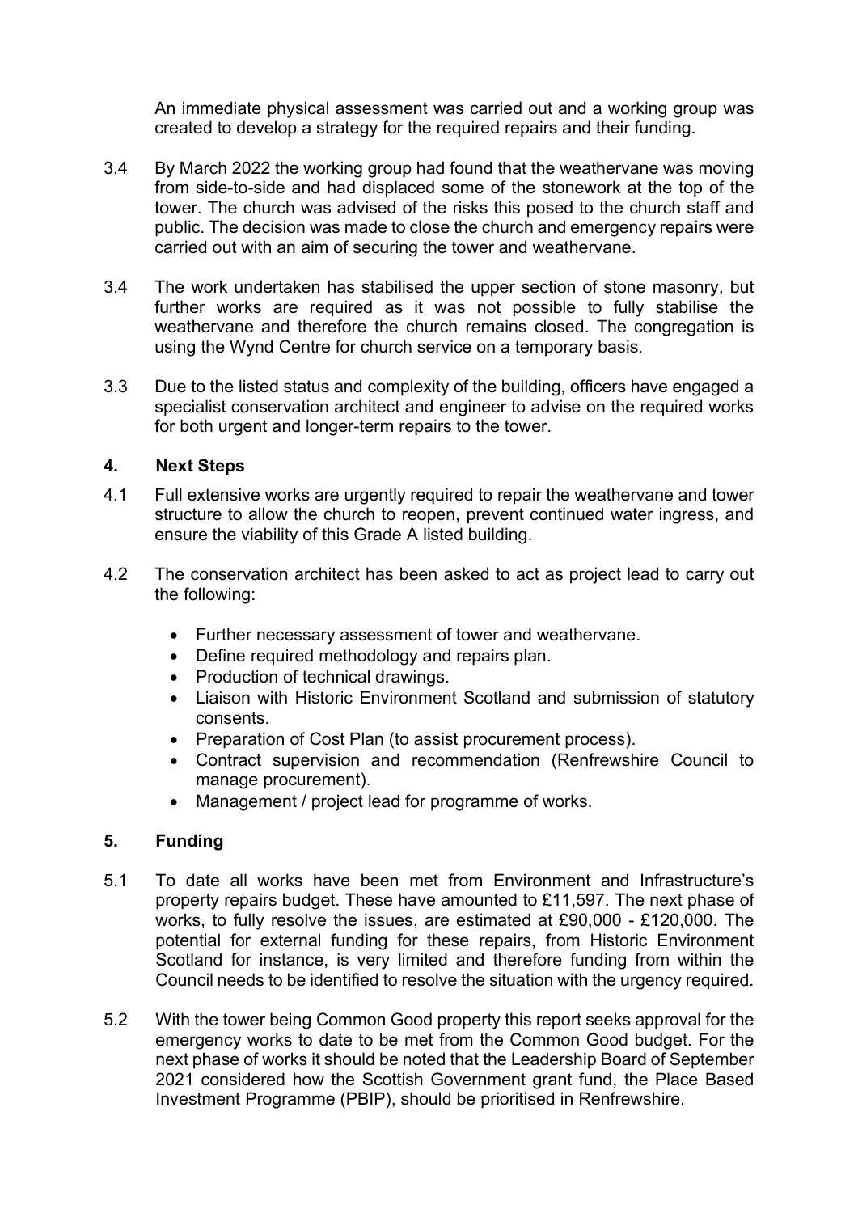An immediate physical assessment was carried out and a working group was created to develop a strategy for the required repairs and their funding.

3.4 By March 2022 the working group had found that the weathervane was moving from side-to-side and had displaced some of the stonework at the top of the tower. The church was advised of the risks this posed to the church staff and public. The decision was made to close the church and emergency repairs were carried out with an aim of securing the tower and weathervane.

3.4 The work undertaken has stabilised the upper section of stone masonry, but further works are required as it was not possible to fully stabilise the weathervane and therefore the church remains closed. The congregation is using the Wynd Centre for church service on a temporary basis.

3.3 Due to the listed status and complexity of the building, officers have engaged a specialist conservation architect and engineer to advise on the required works for both urgent and longer-term repairs to the tower.

## 4. Next Steps

4.1 Full extensive works are urgently required to repair the weathervane and tower structure to allow the church to reopen, prevent continued water ingress, and ensure the viability of this Grade A listed building.

4.2 The conservation architect has been asked to act as project lead to carry out the following:

- Further necessary assessment of tower and weathervane.
- Define required methodology and repairs plan.
- Production of technical drawings.
- Liaison with Historic Environment Scotland and submission of statutory consents.
- Preparation of Cost Plan (to assist procurement process).
- Contract supervision and recommendation (Renfrewshire Council to manage procurement).
- Management / project lead for programme of works.

## 5. Funding

5.1 To date all works have been met from Environment and Infrastructure's property repairs budget. These have amounted to £11,597. The next phase of works, to fully resolve the issues, are estimated at £90,000 - £120,000. The potential for external funding for these repairs, from Historic Environment Scotland for instance, is very limited and therefore funding from within the Council needs to be identified to resolve the situation with the urgency required.

5.2 With the tower being Common Good property this report seeks approval for the emergency works to date to be met from the Common Good budget. For the next phase of works it should be noted that the Leadership Board of September 2021 considered how the Scottish Government grant fund, the Place Based Investment Programme (PBIP), should be prioritised in Renfrewshire.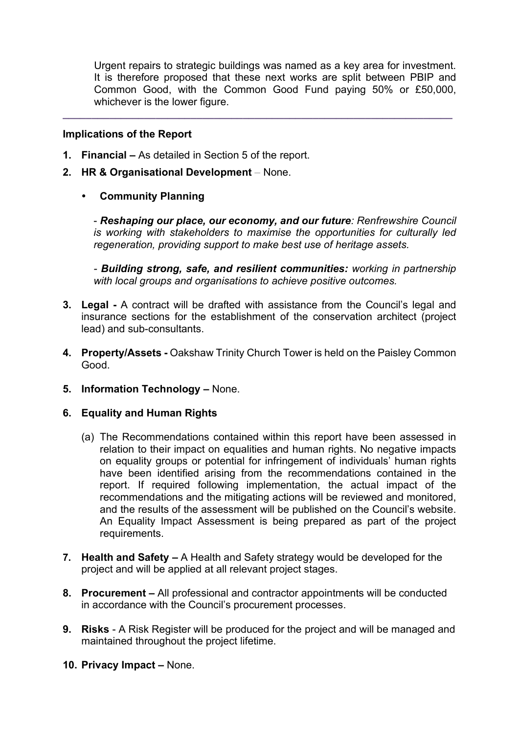Urgent repairs to strategic buildings was named as a key area for investment. It is therefore proposed that these next works are split between PBIP and Common Good, with the Common Good Fund paying 50% or £50,000, whichever is the lower figure.

---

**Implications of the Report**

1. **Financial –** As detailed in Section 5 of the report.
2. **HR & Organisational Development** – None.

   - **Community Planning**

     - ***Reshaping our place, our economy, and our future****: Renfrewshire Council is working with stakeholders to maximise the opportunities for culturally led regeneration, providing support to make best use of heritage assets.*

     *-* ***Building strong, safe, and resilient communities:*** *working in partnership with local groups and organisations to achieve positive outcomes.*

3. **Legal -** A contract will be drafted with assistance from the Council's legal and insurance sections for the establishment of the conservation architect (project lead) and sub-consultants.
4. **Property/Assets -** Oakshaw Trinity Church Tower is held on the Paisley Common Good.
5. **Information Technology –** None.
6. **Equality and Human Rights**

   (a) The Recommendations contained within this report have been assessed in relation to their impact on equalities and human rights. No negative impacts on equality groups or potential for infringement of individuals' human rights have been identified arising from the recommendations contained in the report. If required following implementation, the actual impact of the recommendations and the mitigating actions will be reviewed and monitored, and the results of the assessment will be published on the Council's website. An Equality Impact Assessment is being prepared as part of the project requirements.

7. **Health and Safety –** A Health and Safety strategy would be developed for the project and will be applied at all relevant project stages.
8. **Procurement –** All professional and contractor appointments will be conducted in accordance with the Council's procurement processes.
9. **Risks** - A Risk Register will be produced for the project and will be managed and maintained throughout the project lifetime.
10. **Privacy Impact –** None.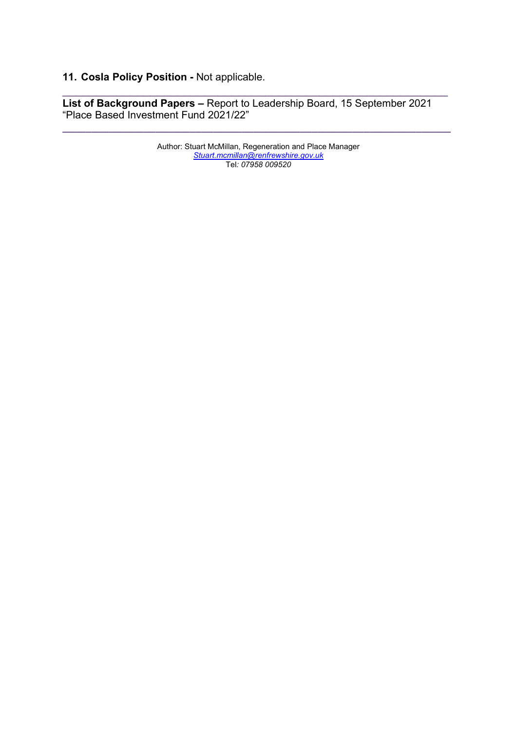**11. Cosla Policy Position -** Not applicable.

---

**List of Background Papers –** Report to Leadership Board, 15 September 2021 "Place Based Investment Fund 2021/22"

---

Author: Stuart McMillan, Regeneration and Place Manager
*Stuart.mcmillan@renfrewshire.gov.uk*
Tel*: 07958 009520*